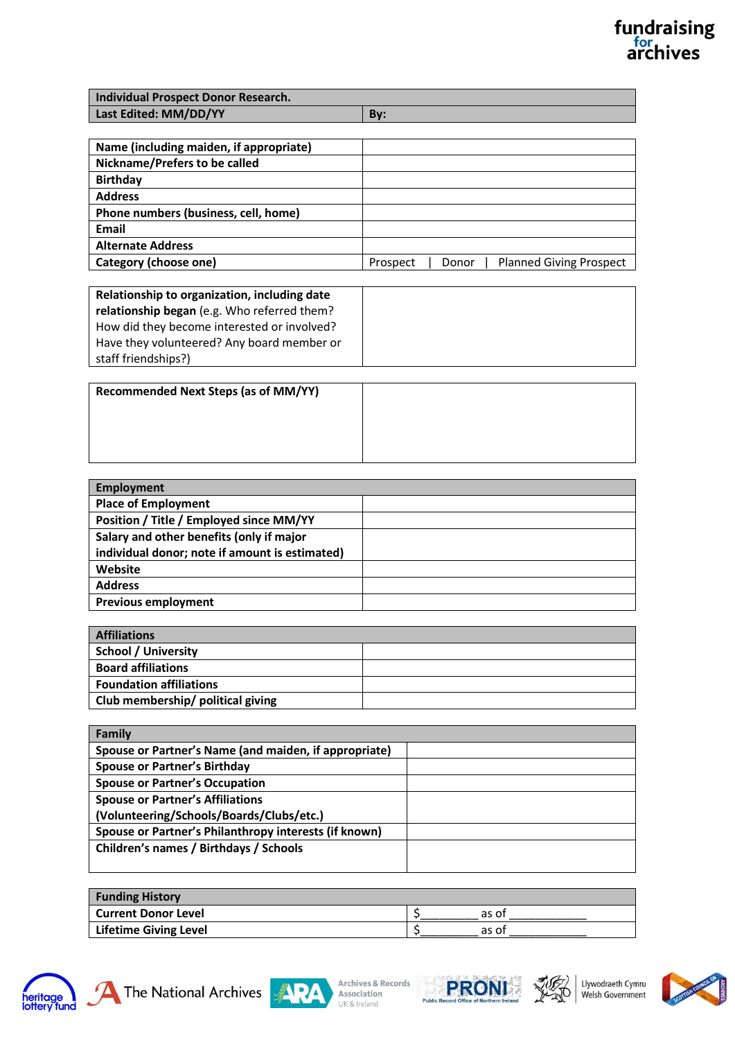fundraising for archives

| Individual Prospect Donor Research. | |
|---|---|
| Last Edited: MM/DD/YY | By: |

| Name (including maiden, if appropriate) | |
|---|---|
| Nickname/Prefers to be called | |
| Birthday | |
| Address | |
| Phone numbers (business, cell, home) | |
| Email | |
| Alternate Address | |
| Category (choose one) | Prospect \| Donor \| Planned Giving Prospect |

| **Relationship to organization, including date relationship began** (e.g. Who referred them? How did they become interested or involved? Have they volunteered? Any board member or staff friendships?) | |
|---|---|

| Recommended Next Steps (as of MM/YY) | |
|---|---|

| Employment | |
|---|---|
| Place of Employment | |
| Position / Title / Employed since MM/YY | |
| Salary and other benefits (only if major individual donor; note if amount is estimated) | |
| Website | |
| Address | |
| Previous employment | |

| Affiliations | |
|---|---|
| School / University | |
| Board affiliations | |
| Foundation affiliations | |
| Club membership/ political giving | |

| Family | |
|---|---|
| Spouse or Partner's Name (and maiden, if appropriate) | |
| Spouse or Partner's Birthday | |
| Spouse or Partner's Occupation | |
| Spouse or Partner's Affiliations (Volunteering/Schools/Boards/Clubs/etc.) | |
| Spouse or Partner's Philanthropy interests (if known) | |
| Children's names / Birthdays / Schools | |

| Funding History | |
|---|---|
| Current Donor Level | $_________ as of ____________ |
| Lifetime Giving Level | $_________ as of ____________ |

heritage lottery fund | The National Archives | ARA Archives & Records Association UK & Ireland | PRONI Public Record Office of Northern Ireland | Llywodraeth Cymru Welsh Government | Scottish Council on Archives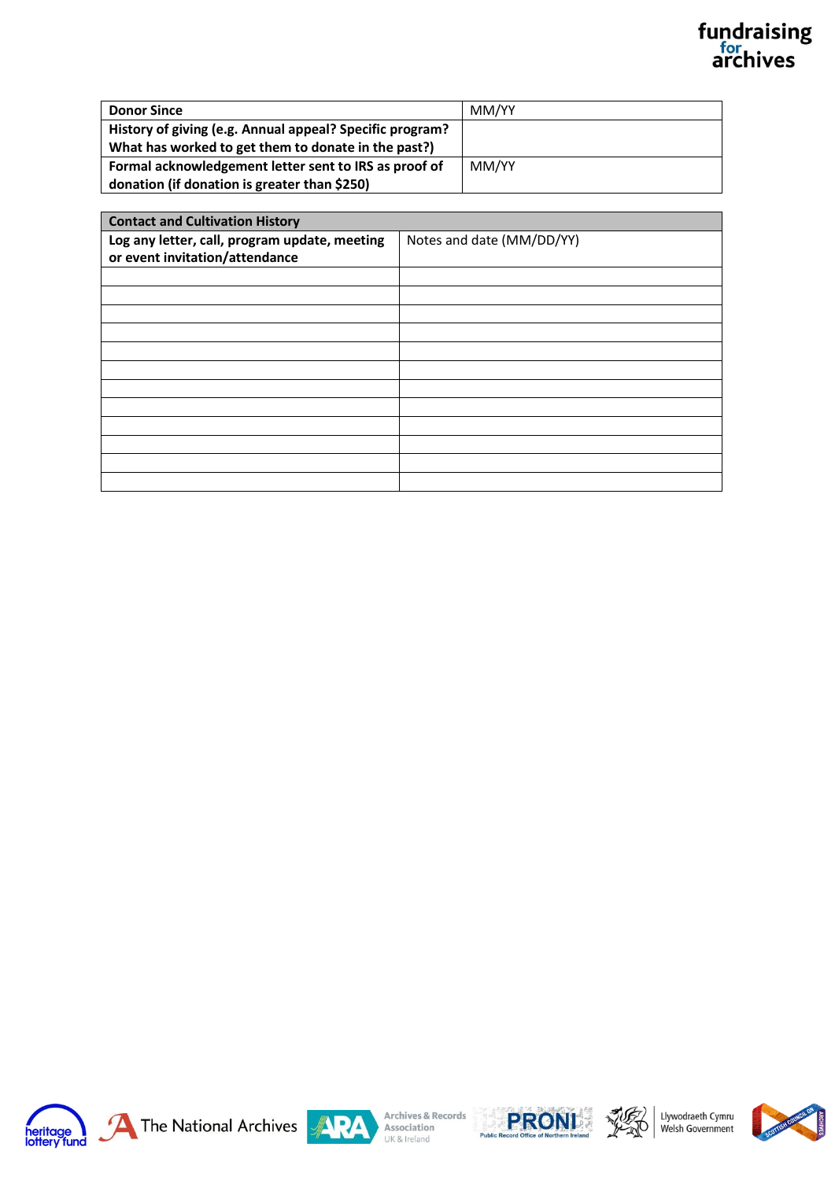| | |
|---|---|
| **Donor Since** | MM/YY |
| **History of giving (e.g. Annual appeal? Specific program? What has worked to get them to donate in the past?)** | |
| **Formal acknowledgement letter sent to IRS as proof of donation (if donation is greater than $250)** | MM/YY |

| **Contact and Cultivation History** | |
|---|---|
| **Log any letter, call, program update, meeting or event invitation/attendance** | Notes and date (MM/DD/YY) |
| | |
| | |
| | |
| | |
| | |
| | |
| | |
| | |
| | |
| | |
| | |
| | |